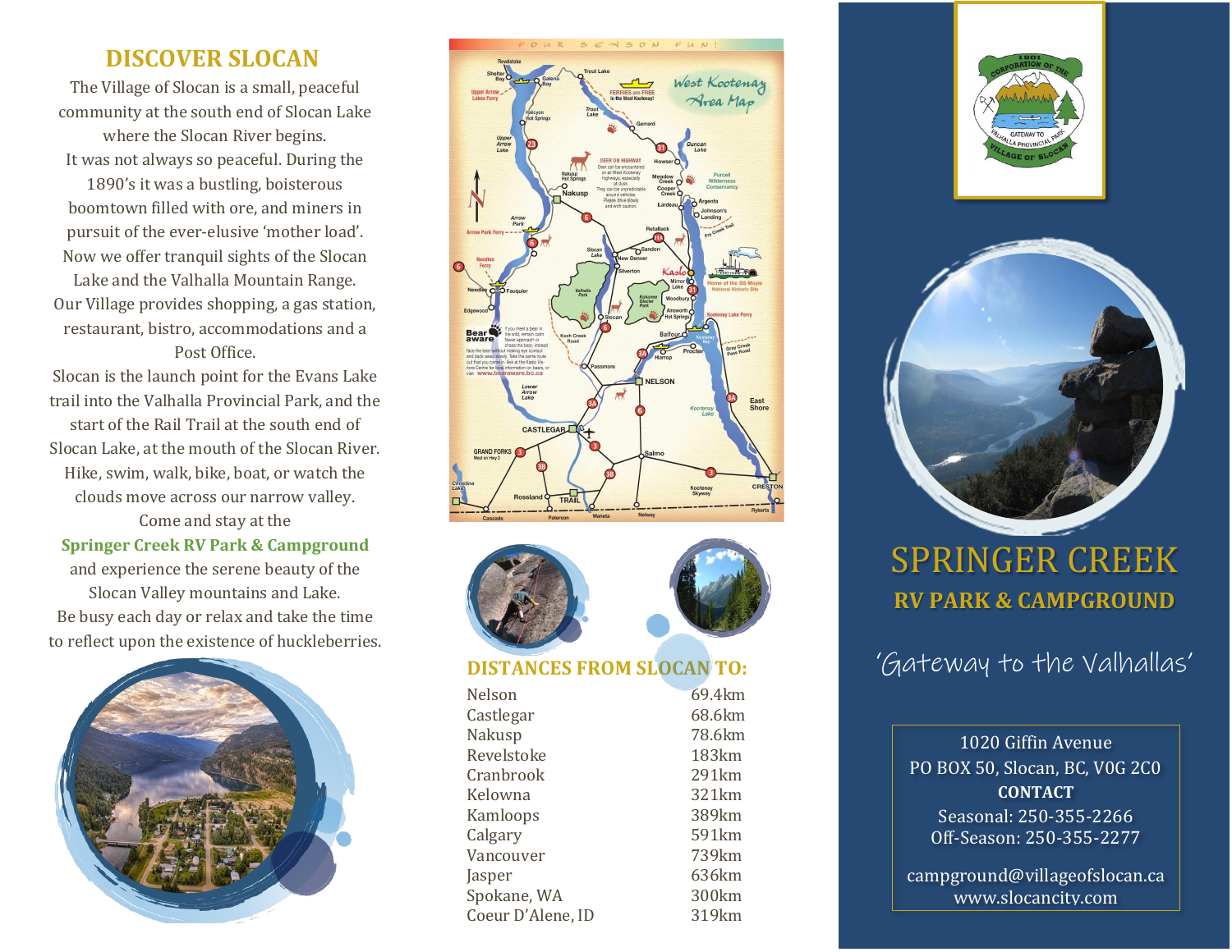## DISCOVER SLOCAN

The Village of Slocan is a small, peaceful community at the south end of Slocan Lake where the Slocan River begins.
It was not always so peaceful. During the 1890's it was a bustling, boisterous boomtown filled with ore, and miners in pursuit of the ever-elusive 'mother load'.
Now we offer tranquil sights of the Slocan Lake and the Valhalla Mountain Range.
Our Village provides shopping, a gas station, restaurant, bistro, accommodations and a Post Office.
Slocan is the launch point for the Evans Lake trail into the Valhalla Provincial Park, and the start of the Rail Trail at the south end of Slocan Lake, at the mouth of the Slocan River.
Hike, swim, walk, bike, boat, or watch the clouds move across our narrow valley.
Come and stay at the
**Springer Creek RV Park & Campground**
and experience the serene beauty of the Slocan Valley mountains and Lake.
Be busy each day or relax and take the time to reflect upon the existence of huckleberries.

## DISTANCES FROM SLOCAN TO:

| | |
|---|---|
| Nelson | 69.4km |
| Castlegar | 68.6km |
| Nakusp | 78.6km |
| Revelstoke | 183km |
| Cranbrook | 291km |
| Kelowna | 321km |
| Kamloops | 389km |
| Calgary | 591km |
| Vancouver | 739km |
| Jasper | 636km |
| Spokane, WA | 300km |
| Coeur D'Alene, ID | 319km |

# SPRINGER CREEK
## RV PARK & CAMPGROUND

'Gateway to the Valhallas'

1020 Giffin Avenue
PO BOX 50, Slocan, BC, V0G 2C0
**CONTACT**
Seasonal: 250-355-2266
Off-Season: 250-355-2277

campground@villageofslocan.ca
www.slocancity.com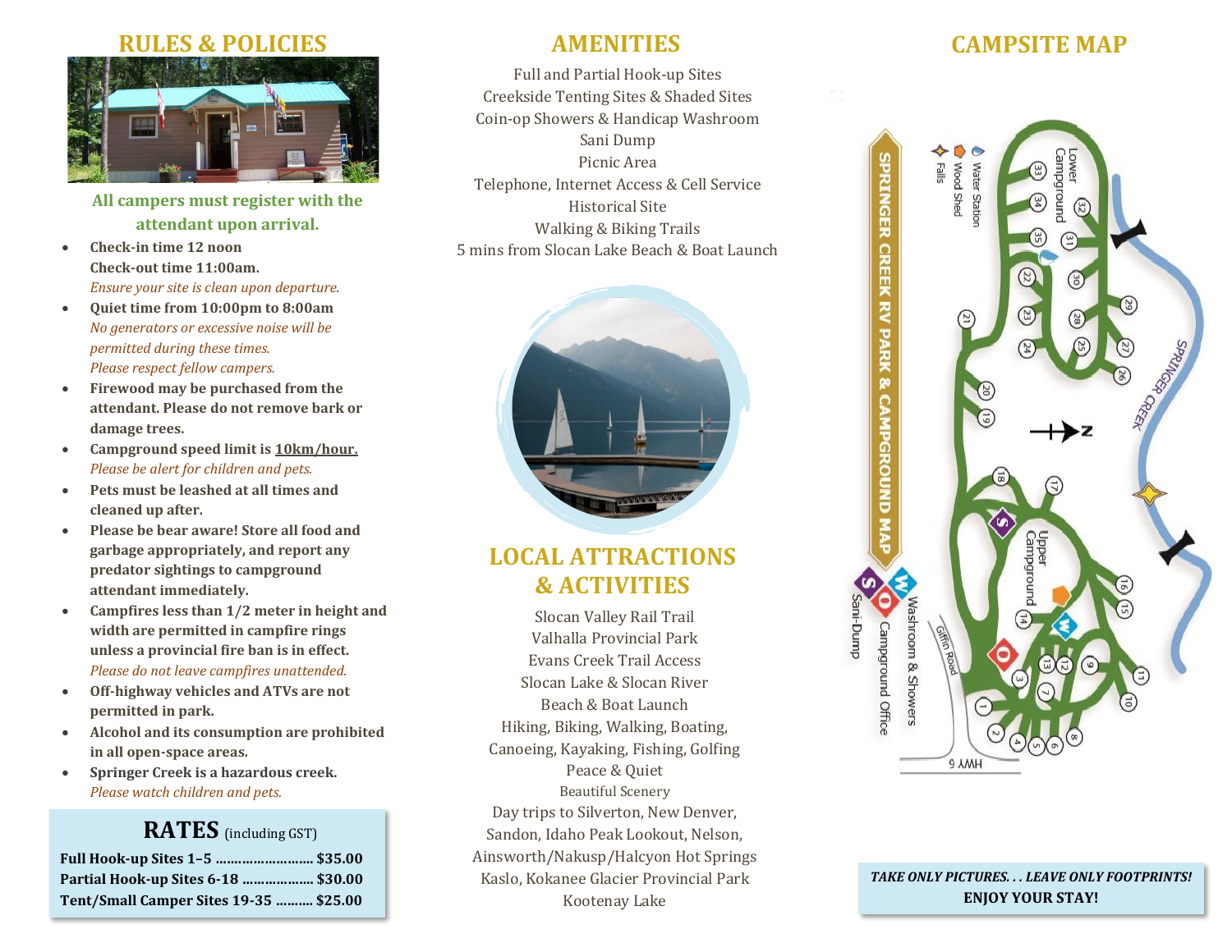## RULES & POLICIES

**All campers must register with the attendant upon arrival.**

- **Check-in time 12 noon**
  **Check-out time 11:00am.**
  *Ensure your site is clean upon departure.*
- **Quiet time from 10:00pm to 8:00am**
  *No generators or excessive noise will be permitted during these times.*
  *Please respect fellow campers.*
- **Firewood may be purchased from the attendant. Please do not remove bark or damage trees.**
- **Campground speed limit is 10km/hour.**
  *Please be alert for children and pets.*
- **Pets must be leashed at all times and cleaned up after.**
- **Please be bear aware! Store all food and garbage appropriately, and report any predator sightings to campground attendant immediately.**
- **Campfires less than 1/2 meter in height and width are permitted in campfire rings unless a provincial fire ban is in effect.**
  *Please do not leave campfires unattended.*
- **Off-highway vehicles and ATVs are not permitted in park.**
- **Alcohol and its consumption are prohibited in all open-space areas.**
- **Springer Creek is a hazardous creek.**
  *Please watch children and pets.*

## RATES (including GST)

**Full Hook-up Sites 1–5 .......................... $35.00**
**Partial Hook-up Sites 6-18 .................. $30.00**
**Tent/Small Camper Sites 19-35 .......... $25.00**

## AMENITIES

Full and Partial Hook-up Sites
Creekside Tenting Sites & Shaded Sites
Coin-op Showers & Handicap Washroom
Sani Dump
Picnic Area
Telephone, Internet Access & Cell Service
Historical Site
Walking & Biking Trails
5 mins from Slocan Lake Beach & Boat Launch

## LOCAL ATTRACTIONS & ACTIVITIES

Slocan Valley Rail Trail
Valhalla Provincial Park
Evans Creek Trail Access
Slocan Lake & Slocan River
Beach & Boat Launch
Hiking, Biking, Walking, Boating, Canoeing, Kayaking, Fishing, Golfing
Peace & Quiet
Beautiful Scenery
Day trips to Silverton, New Denver, Sandon, Idaho Peak Lookout, Nelson, Ainsworth/Nakusp/Halcyon Hot Springs
Kaslo, Kokanee Glacier Provincial Park
Kootenay Lake

## CAMPSITE MAP

SPRINGER CREEK RV PARK & CAMPGROUND MAP

Water Station
Wood Shed
Falls
Lower Campground
Upper Campground
Springer Creek
Gillfin Road
HWY 6
Sani-Dump
Campground Office
Washroom & Showers
N

*TAKE ONLY PICTURES. . . LEAVE ONLY FOOTPRINTS!*
**ENJOY YOUR STAY!**